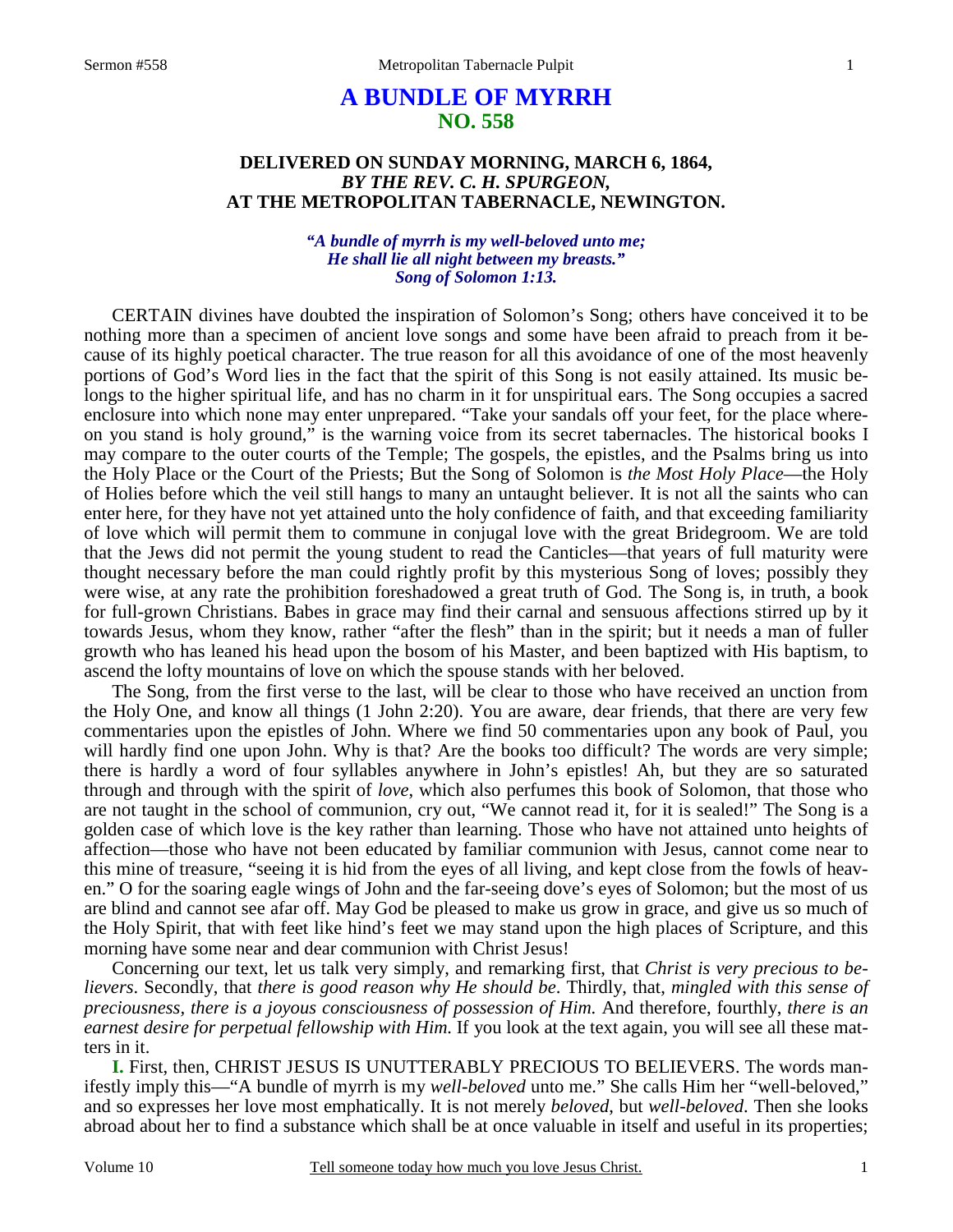# A BUNDLE OF MYRRH
## NO. 558

### DELIVERED ON SUNDAY MORNING, MARCH 6, 1864,
### *BY THE REV. C. H. SPURGEON,*
### AT THE METROPOLITAN TABERNACLE, NEWINGTON.

*"A bundle of myrrh is my well-beloved unto me;*
*He shall lie all night between my breasts."*
*Song of Solomon 1:13.*

CERTAIN divines have doubted the inspiration of Solomon's Song; others have conceived it to be nothing more than a specimen of ancient love songs and some have been afraid to preach from it because of its highly poetical character. The true reason for all this avoidance of one of the most heavenly portions of God's Word lies in the fact that the spirit of this Song is not easily attained. Its music belongs to the higher spiritual life, and has no charm in it for unspiritual ears. The Song occupies a sacred enclosure into which none may enter unprepared. "Take your sandals off your feet, for the place whereon you stand is holy ground," is the warning voice from its secret tabernacles. The historical books I may compare to the outer courts of the Temple; The gospels, the epistles, and the Psalms bring us into the Holy Place or the Court of the Priests; But the Song of Solomon is *the Most Holy Place*—the Holy of Holies before which the veil still hangs to many an untaught believer. It is not all the saints who can enter here, for they have not yet attained unto the holy confidence of faith, and that exceeding familiarity of love which will permit them to commune in conjugal love with the great Bridegroom. We are told that the Jews did not permit the young student to read the Canticles—that years of full maturity were thought necessary before the man could rightly profit by this mysterious Song of loves; possibly they were wise, at any rate the prohibition foreshadowed a great truth of God. The Song is, in truth, a book for full-grown Christians. Babes in grace may find their carnal and sensuous affections stirred up by it towards Jesus, whom they know, rather "after the flesh" than in the spirit; but it needs a man of fuller growth who has leaned his head upon the bosom of his Master, and been baptized with His baptism, to ascend the lofty mountains of love on which the spouse stands with her beloved.

The Song, from the first verse to the last, will be clear to those who have received an unction from the Holy One, and know all things (1 John 2:20). You are aware, dear friends, that there are very few commentaries upon the epistles of John. Where we find 50 commentaries upon any book of Paul, you will hardly find one upon John. Why is that? Are the books too difficult? The words are very simple; there is hardly a word of four syllables anywhere in John's epistles! Ah, but they are so saturated through and through with the spirit of *love*, which also perfumes this book of Solomon, that those who are not taught in the school of communion, cry out, "We cannot read it, for it is sealed!" The Song is a golden case of which love is the key rather than learning. Those who have not attained unto heights of affection—those who have not been educated by familiar communion with Jesus, cannot come near to this mine of treasure, "seeing it is hid from the eyes of all living, and kept close from the fowls of heaven." O for the soaring eagle wings of John and the far-seeing dove's eyes of Solomon; but the most of us are blind and cannot see afar off. May God be pleased to make us grow in grace, and give us so much of the Holy Spirit, that with feet like hind's feet we may stand upon the high places of Scripture, and this morning have some near and dear communion with Christ Jesus!

Concerning our text, let us talk very simply, and remarking first, that *Christ is very precious to believers*. Secondly, that *there is good reason why He should be*. Thirdly, that, *mingled with this sense of preciousness, there is a joyous consciousness of possession of Him.* And therefore, fourthly, *there is an earnest desire for perpetual fellowship with Him.* If you look at the text again, you will see all these matters in it.

**I.** First, then, CHRIST JESUS IS UNUTTERABLY PRECIOUS TO BELIEVERS. The words manifestly imply this—"A bundle of myrrh is my *well-beloved* unto me." She calls Him her "well-beloved," and so expresses her love most emphatically. It is not merely *beloved*, but *well-beloved*. Then she looks abroad about her to find a substance which shall be at once valuable in itself and useful in its properties;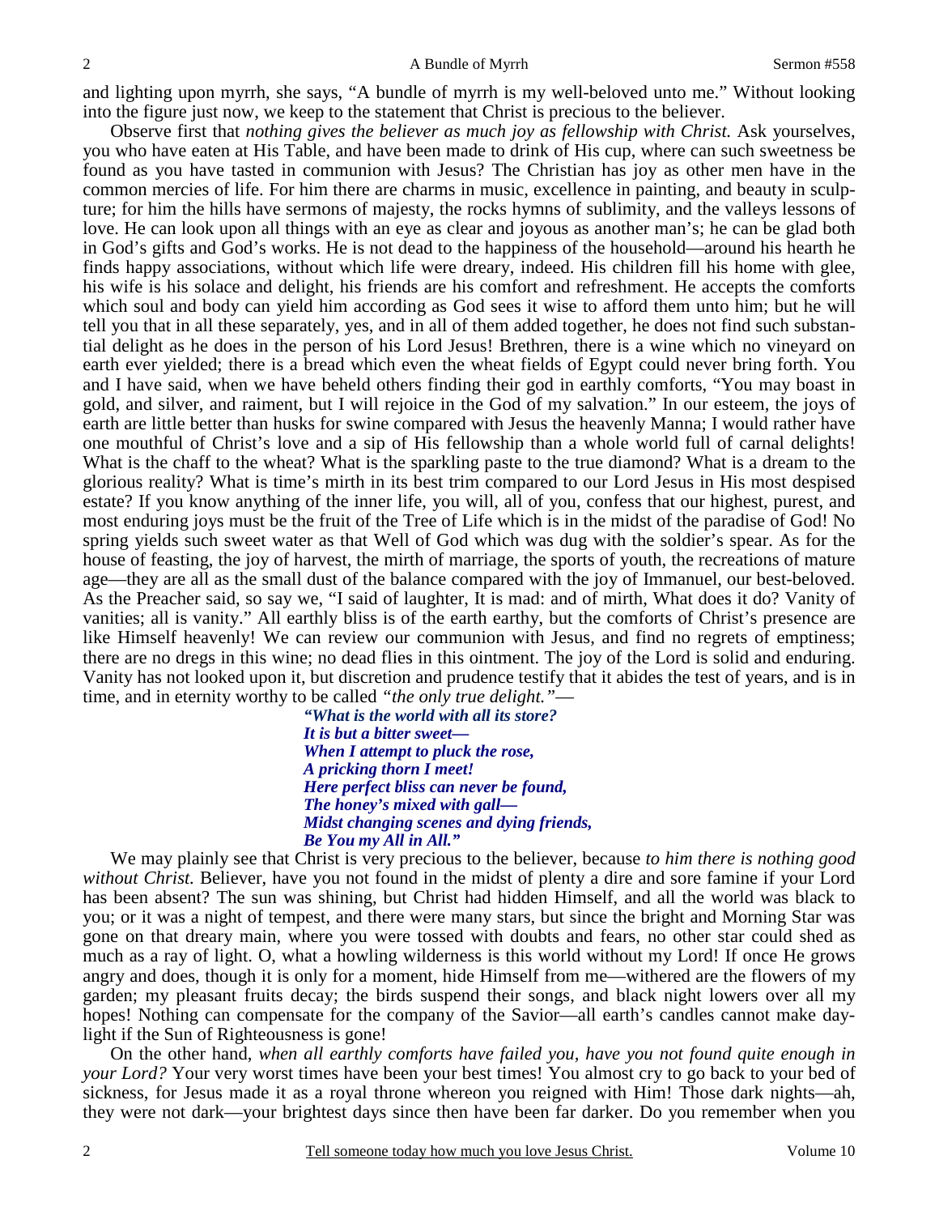and lighting upon myrrh, she says, "A bundle of myrrh is my well-beloved unto me." Without looking into the figure just now, we keep to the statement that Christ is precious to the believer.

Observe first that *nothing gives the believer as much joy as fellowship with Christ.* Ask yourselves, you who have eaten at His Table, and have been made to drink of His cup, where can such sweetness be found as you have tasted in communion with Jesus? The Christian has joy as other men have in the common mercies of life. For him there are charms in music, excellence in painting, and beauty in sculpture; for him the hills have sermons of majesty, the rocks hymns of sublimity, and the valleys lessons of love. He can look upon all things with an eye as clear and joyous as another man's; he can be glad both in God's gifts and God's works. He is not dead to the happiness of the household—around his hearth he finds happy associations, without which life were dreary, indeed. His children fill his home with glee, his wife is his solace and delight, his friends are his comfort and refreshment. He accepts the comforts which soul and body can yield him according as God sees it wise to afford them unto him; but he will tell you that in all these separately, yes, and in all of them added together, he does not find such substantial delight as he does in the person of his Lord Jesus! Brethren, there is a wine which no vineyard on earth ever yielded; there is a bread which even the wheat fields of Egypt could never bring forth. You and I have said, when we have beheld others finding their god in earthly comforts, "You may boast in gold, and silver, and raiment, but I will rejoice in the God of my salvation." In our esteem, the joys of earth are little better than husks for swine compared with Jesus the heavenly Manna; I would rather have one mouthful of Christ's love and a sip of His fellowship than a whole world full of carnal delights! What is the chaff to the wheat? What is the sparkling paste to the true diamond? What is a dream to the glorious reality? What is time's mirth in its best trim compared to our Lord Jesus in His most despised estate? If you know anything of the inner life, you will, all of you, confess that our highest, purest, and most enduring joys must be the fruit of the Tree of Life which is in the midst of the paradise of God! No spring yields such sweet water as that Well of God which was dug with the soldier's spear. As for the house of feasting, the joy of harvest, the mirth of marriage, the sports of youth, the recreations of mature age—they are all as the small dust of the balance compared with the joy of Immanuel, our best-beloved. As the Preacher said, so say we, "I said of laughter, It is mad: and of mirth, What does it do? Vanity of vanities; all is vanity." All earthly bliss is of the earth earthy, but the comforts of Christ's presence are like Himself heavenly! We can review our communion with Jesus, and find no regrets of emptiness; there are no dregs in this wine; no dead flies in this ointment. The joy of the Lord is solid and enduring. Vanity has not looked upon it, but discretion and prudence testify that it abides the test of years, and is in time, and in eternity worthy to be called *"the only true delight."*—

> ***"What is the world with all its store?***
> ***It is but a bitter sweet—***
> ***When I attempt to pluck the rose,***
> ***A pricking thorn I meet!***
> ***Here perfect bliss can never be found,***
> ***The honey's mixed with gall—***
> ***Midst changing scenes and dying friends,***
> ***Be You my All in All."***

We may plainly see that Christ is very precious to the believer, because *to him there is nothing good without Christ.* Believer, have you not found in the midst of plenty a dire and sore famine if your Lord has been absent? The sun was shining, but Christ had hidden Himself, and all the world was black to you; or it was a night of tempest, and there were many stars, but since the bright and Morning Star was gone on that dreary main, where you were tossed with doubts and fears, no other star could shed as much as a ray of light. O, what a howling wilderness is this world without my Lord! If once He grows angry and does, though it is only for a moment, hide Himself from me—withered are the flowers of my garden; my pleasant fruits decay; the birds suspend their songs, and black night lowers over all my hopes! Nothing can compensate for the company of the Savior—all earth's candles cannot make daylight if the Sun of Righteousness is gone!

On the other hand, *when all earthly comforts have failed you, have you not found quite enough in your Lord?* Your very worst times have been your best times! You almost cry to go back to your bed of sickness, for Jesus made it as a royal throne whereon you reigned with Him! Those dark nights—ah, they were not dark—your brightest days since then have been far darker. Do you remember when you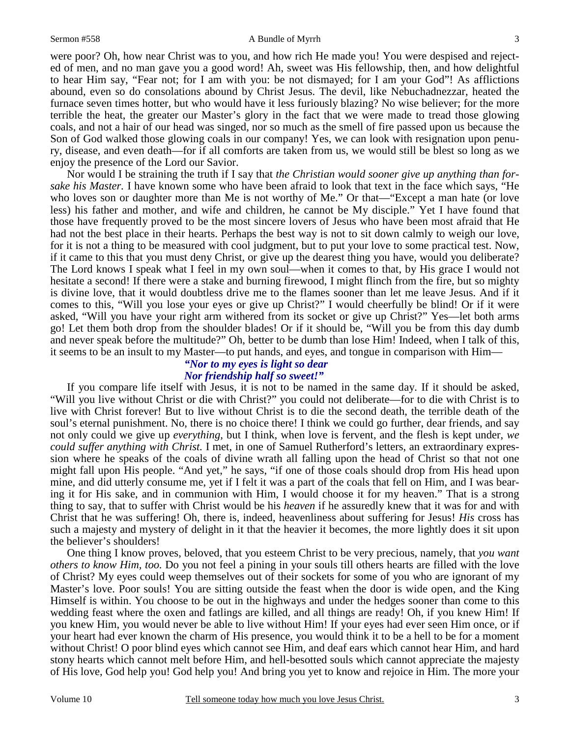were poor? Oh, how near Christ was to you, and how rich He made you! You were despised and rejected of men, and no man gave you a good word! Ah, sweet was His fellowship, then, and how delightful to hear Him say, "Fear not; for I am with you: be not dismayed; for I am your God"! As afflictions abound, even so do consolations abound by Christ Jesus. The devil, like Nebuchadnezzar, heated the furnace seven times hotter, but who would have it less furiously blazing? No wise believer; for the more terrible the heat, the greater our Master's glory in the fact that we were made to tread those glowing coals, and not a hair of our head was singed, nor so much as the smell of fire passed upon us because the Son of God walked those glowing coals in our company! Yes, we can look with resignation upon penury, disease, and even death—for if all comforts are taken from us, we would still be blest so long as we enjoy the presence of the Lord our Savior.

Nor would I be straining the truth if I say that *the Christian would sooner give up anything than forsake his Master.* I have known some who have been afraid to look that text in the face which says, "He who loves son or daughter more than Me is not worthy of Me." Or that—"Except a man hate (or love less) his father and mother, and wife and children, he cannot be My disciple." Yet I have found that those have frequently proved to be the most sincere lovers of Jesus who have been most afraid that He had not the best place in their hearts. Perhaps the best way is not to sit down calmly to weigh our love, for it is not a thing to be measured with cool judgment, but to put your love to some practical test. Now, if it came to this that you must deny Christ, or give up the dearest thing you have, would you deliberate? The Lord knows I speak what I feel in my own soul—when it comes to that, by His grace I would not hesitate a second! If there were a stake and burning firewood, I might flinch from the fire, but so mighty is divine love, that it would doubtless drive me to the flames sooner than let me leave Jesus. And if it comes to this, "Will you lose your eyes or give up Christ?" I would cheerfully be blind! Or if it were asked, "Will you have your right arm withered from its socket or give up Christ?" Yes—let both arms go! Let them both drop from the shoulder blades! Or if it should be, "Will you be from this day dumb and never speak before the multitude?" Oh, better to be dumb than lose Him! Indeed, when I talk of this, it seems to be an insult to my Master—to put hands, and eyes, and tongue in comparison with Him—

*"Nor to my eyes is light so dear*
*Nor friendship half so sweet!"*

If you compare life itself with Jesus, it is not to be named in the same day. If it should be asked, "Will you live without Christ or die with Christ?" you could not deliberate—for to die with Christ is to live with Christ forever! But to live without Christ is to die the second death, the terrible death of the soul's eternal punishment. No, there is no choice there! I think we could go further, dear friends, and say not only could we give up *everything,* but I think, when love is fervent, and the flesh is kept under, *we could suffer anything with Christ.* I met, in one of Samuel Rutherford's letters, an extraordinary expression where he speaks of the coals of divine wrath all falling upon the head of Christ so that not one might fall upon His people. "And yet," he says, "if one of those coals should drop from His head upon mine, and did utterly consume me, yet if I felt it was a part of the coals that fell on Him, and I was bearing it for His sake, and in communion with Him, I would choose it for my heaven." That is a strong thing to say, that to suffer with Christ would be his *heaven* if he assuredly knew that it was for and with Christ that he was suffering! Oh, there is, indeed, heavenliness about suffering for Jesus! *His* cross has such a majesty and mystery of delight in it that the heavier it becomes, the more lightly does it sit upon the believer's shoulders!

One thing I know proves, beloved, that you esteem Christ to be very precious, namely, that *you want others to know Him, too.* Do you not feel a pining in your souls till others hearts are filled with the love of Christ? My eyes could weep themselves out of their sockets for some of you who are ignorant of my Master's love. Poor souls! You are sitting outside the feast when the door is wide open, and the King Himself is within. You choose to be out in the highways and under the hedges sooner than come to this wedding feast where the oxen and fatlings are killed, and all things are ready! Oh, if you knew Him! If you knew Him, you would never be able to live without Him! If your eyes had ever seen Him once, or if your heart had ever known the charm of His presence, you would think it to be a hell to be for a moment without Christ! O poor blind eyes which cannot see Him, and deaf ears which cannot hear Him, and hard stony hearts which cannot melt before Him, and hell-besotted souls which cannot appreciate the majesty of His love, God help you! God help you! And bring you yet to know and rejoice in Him. The more your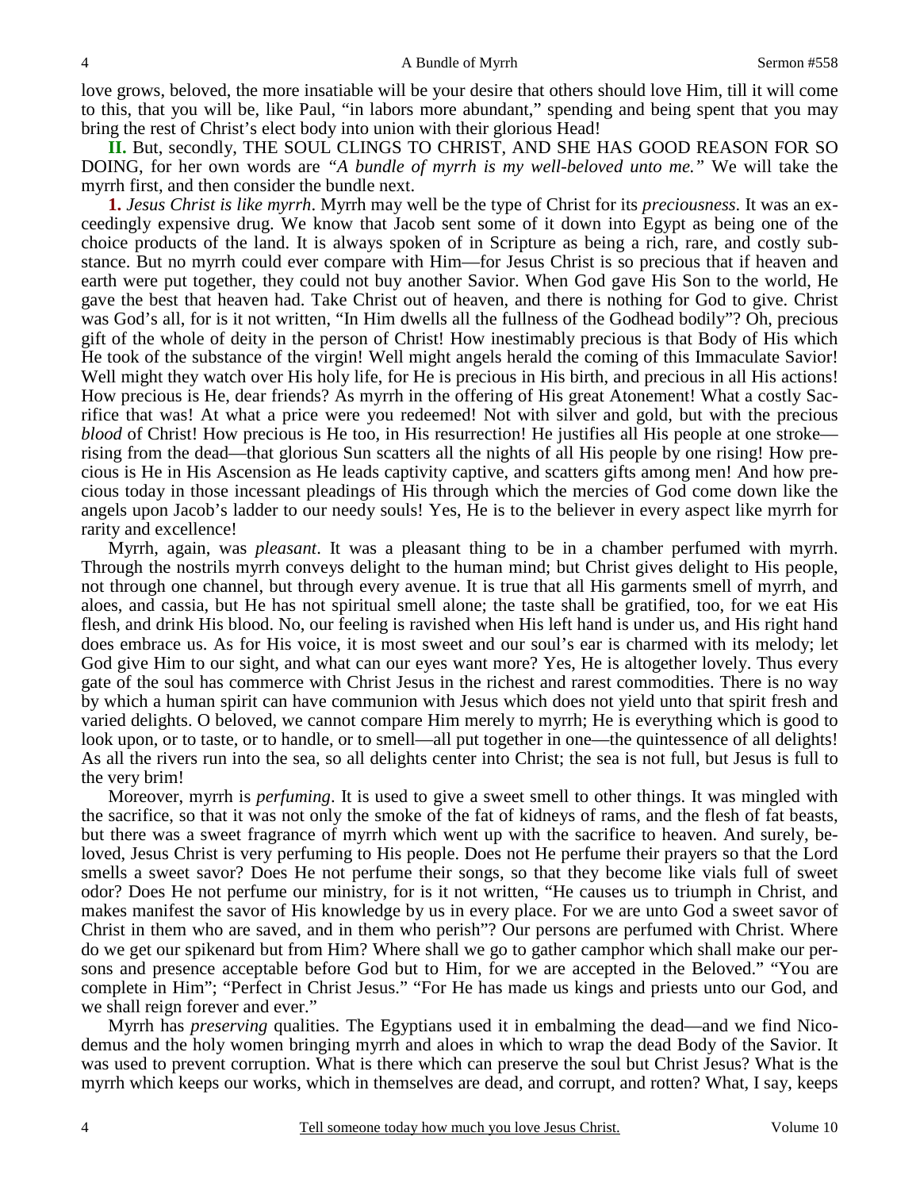love grows, beloved, the more insatiable will be your desire that others should love Him, till it will come to this, that you will be, like Paul, "in labors more abundant," spending and being spent that you may bring the rest of Christ's elect body into union with their glorious Head!

**II.** But, secondly, THE SOUL CLINGS TO CHRIST, AND SHE HAS GOOD REASON FOR SO DOING, for her own words are *"A bundle of myrrh is my well-beloved unto me."* We will take the myrrh first, and then consider the bundle next.

**1.** *Jesus Christ is like myrrh*. Myrrh may well be the type of Christ for its *preciousness*. It was an exceedingly expensive drug. We know that Jacob sent some of it down into Egypt as being one of the choice products of the land. It is always spoken of in Scripture as being a rich, rare, and costly substance. But no myrrh could ever compare with Him—for Jesus Christ is so precious that if heaven and earth were put together, they could not buy another Savior. When God gave His Son to the world, He gave the best that heaven had. Take Christ out of heaven, and there is nothing for God to give. Christ was God's all, for is it not written, "In Him dwells all the fullness of the Godhead bodily"? Oh, precious gift of the whole of deity in the person of Christ! How inestimably precious is that Body of His which He took of the substance of the virgin! Well might angels herald the coming of this Immaculate Savior! Well might they watch over His holy life, for He is precious in His birth, and precious in all His actions! How precious is He, dear friends? As myrrh in the offering of His great Atonement! What a costly Sacrifice that was! At what a price were you redeemed! Not with silver and gold, but with the precious *blood* of Christ! How precious is He too, in His resurrection! He justifies all His people at one stroke—rising from the dead—that glorious Sun scatters all the nights of all His people by one rising! How precious is He in His Ascension as He leads captivity captive, and scatters gifts among men! And how precious today in those incessant pleadings of His through which the mercies of God come down like the angels upon Jacob's ladder to our needy souls! Yes, He is to the believer in every aspect like myrrh for rarity and excellence!

Myrrh, again, was *pleasant*. It was a pleasant thing to be in a chamber perfumed with myrrh. Through the nostrils myrrh conveys delight to the human mind; but Christ gives delight to His people, not through one channel, but through every avenue. It is true that all His garments smell of myrrh, and aloes, and cassia, but He has not spiritual smell alone; the taste shall be gratified, too, for we eat His flesh, and drink His blood. No, our feeling is ravished when His left hand is under us, and His right hand does embrace us. As for His voice, it is most sweet and our soul's ear is charmed with its melody; let God give Him to our sight, and what can our eyes want more? Yes, He is altogether lovely. Thus every gate of the soul has commerce with Christ Jesus in the richest and rarest commodities. There is no way by which a human spirit can have communion with Jesus which does not yield unto that spirit fresh and varied delights. O beloved, we cannot compare Him merely to myrrh; He is everything which is good to look upon, or to taste, or to handle, or to smell—all put together in one—the quintessence of all delights! As all the rivers run into the sea, so all delights center into Christ; the sea is not full, but Jesus is full to the very brim!

Moreover, myrrh is *perfuming*. It is used to give a sweet smell to other things. It was mingled with the sacrifice, so that it was not only the smoke of the fat of kidneys of rams, and the flesh of fat beasts, but there was a sweet fragrance of myrrh which went up with the sacrifice to heaven. And surely, beloved, Jesus Christ is very perfuming to His people. Does not He perfume their prayers so that the Lord smells a sweet savor? Does He not perfume their songs, so that they become like vials full of sweet odor? Does He not perfume our ministry, for is it not written, "He causes us to triumph in Christ, and makes manifest the savor of His knowledge by us in every place. For we are unto God a sweet savor of Christ in them who are saved, and in them who perish"? Our persons are perfumed with Christ. Where do we get our spikenard but from Him? Where shall we go to gather camphor which shall make our persons and presence acceptable before God but to Him, for we are accepted in the Beloved." "You are complete in Him"; "Perfect in Christ Jesus." "For He has made us kings and priests unto our God, and we shall reign forever and ever."

Myrrh has *preserving* qualities. The Egyptians used it in embalming the dead—and we find Nicodemus and the holy women bringing myrrh and aloes in which to wrap the dead Body of the Savior. It was used to prevent corruption. What is there which can preserve the soul but Christ Jesus? What is the myrrh which keeps our works, which in themselves are dead, and corrupt, and rotten? What, I say, keeps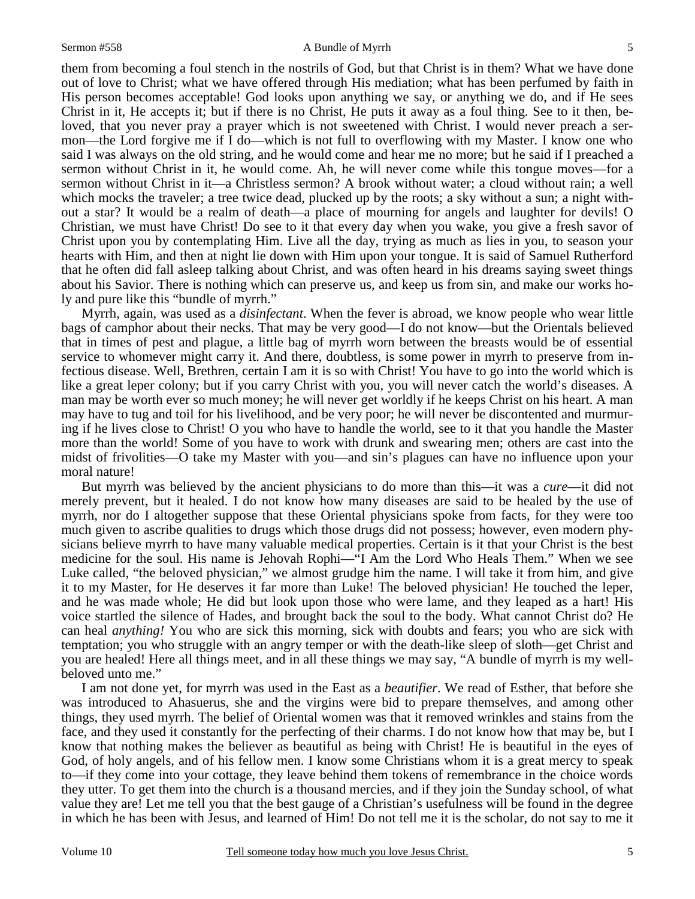them from becoming a foul stench in the nostrils of God, but that Christ is in them? What we have done out of love to Christ; what we have offered through His mediation; what has been perfumed by faith in His person becomes acceptable! God looks upon anything we say, or anything we do, and if He sees Christ in it, He accepts it; but if there is no Christ, He puts it away as a foul thing. See to it then, beloved, that you never pray a prayer which is not sweetened with Christ. I would never preach a sermon—the Lord forgive me if I do—which is not full to overflowing with my Master. I know one who said I was always on the old string, and he would come and hear me no more; but he said if I preached a sermon without Christ in it, he would come. Ah, he will never come while this tongue moves—for a sermon without Christ in it—a Christless sermon? A brook without water; a cloud without rain; a well which mocks the traveler; a tree twice dead, plucked up by the roots; a sky without a sun; a night without a star? It would be a realm of death—a place of mourning for angels and laughter for devils! O Christian, we must have Christ! Do see to it that every day when you wake, you give a fresh savor of Christ upon you by contemplating Him. Live all the day, trying as much as lies in you, to season your hearts with Him, and then at night lie down with Him upon your tongue. It is said of Samuel Rutherford that he often did fall asleep talking about Christ, and was often heard in his dreams saying sweet things about his Savior. There is nothing which can preserve us, and keep us from sin, and make our works holy and pure like this "bundle of myrrh."

Myrrh, again, was used as a *disinfectant*. When the fever is abroad, we know people who wear little bags of camphor about their necks. That may be very good—I do not know—but the Orientals believed that in times of pest and plague, a little bag of myrrh worn between the breasts would be of essential service to whomever might carry it. And there, doubtless, is some power in myrrh to preserve from infectious disease. Well, Brethren, certain I am it is so with Christ! You have to go into the world which is like a great leper colony; but if you carry Christ with you, you will never catch the world's diseases. A man may be worth ever so much money; he will never get worldly if he keeps Christ on his heart. A man may have to tug and toil for his livelihood, and be very poor; he will never be discontented and murmuring if he lives close to Christ! O you who have to handle the world, see to it that you handle the Master more than the world! Some of you have to work with drunk and swearing men; others are cast into the midst of frivolities—O take my Master with you—and sin's plagues can have no influence upon your moral nature!

But myrrh was believed by the ancient physicians to do more than this—it was a *cure*—it did not merely prevent, but it healed. I do not know how many diseases are said to be healed by the use of myrrh, nor do I altogether suppose that these Oriental physicians spoke from facts, for they were too much given to ascribe qualities to drugs which those drugs did not possess; however, even modern physicians believe myrrh to have many valuable medical properties. Certain is it that your Christ is the best medicine for the soul. His name is Jehovah Rophi—"I Am the Lord Who Heals Them." When we see Luke called, "the beloved physician," we almost grudge him the name. I will take it from him, and give it to my Master, for He deserves it far more than Luke! The beloved physician! He touched the leper, and he was made whole; He did but look upon those who were lame, and they leaped as a hart! His voice startled the silence of Hades, and brought back the soul to the body. What cannot Christ do? He can heal *anything!* You who are sick this morning, sick with doubts and fears; you who are sick with temptation; you who struggle with an angry temper or with the death-like sleep of sloth—get Christ and you are healed! Here all things meet, and in all these things we may say, "A bundle of myrrh is my well-beloved unto me."

I am not done yet, for myrrh was used in the East as a *beautifier*. We read of Esther, that before she was introduced to Ahasuerus, she and the virgins were bid to prepare themselves, and among other things, they used myrrh. The belief of Oriental women was that it removed wrinkles and stains from the face, and they used it constantly for the perfecting of their charms. I do not know how that may be, but I know that nothing makes the believer as beautiful as being with Christ! He is beautiful in the eyes of God, of holy angels, and of his fellow men. I know some Christians whom it is a great mercy to speak to—if they come into your cottage, they leave behind them tokens of remembrance in the choice words they utter. To get them into the church is a thousand mercies, and if they join the Sunday school, of what value they are! Let me tell you that the best gauge of a Christian's usefulness will be found in the degree in which he has been with Jesus, and learned of Him! Do not tell me it is the scholar, do not say to me it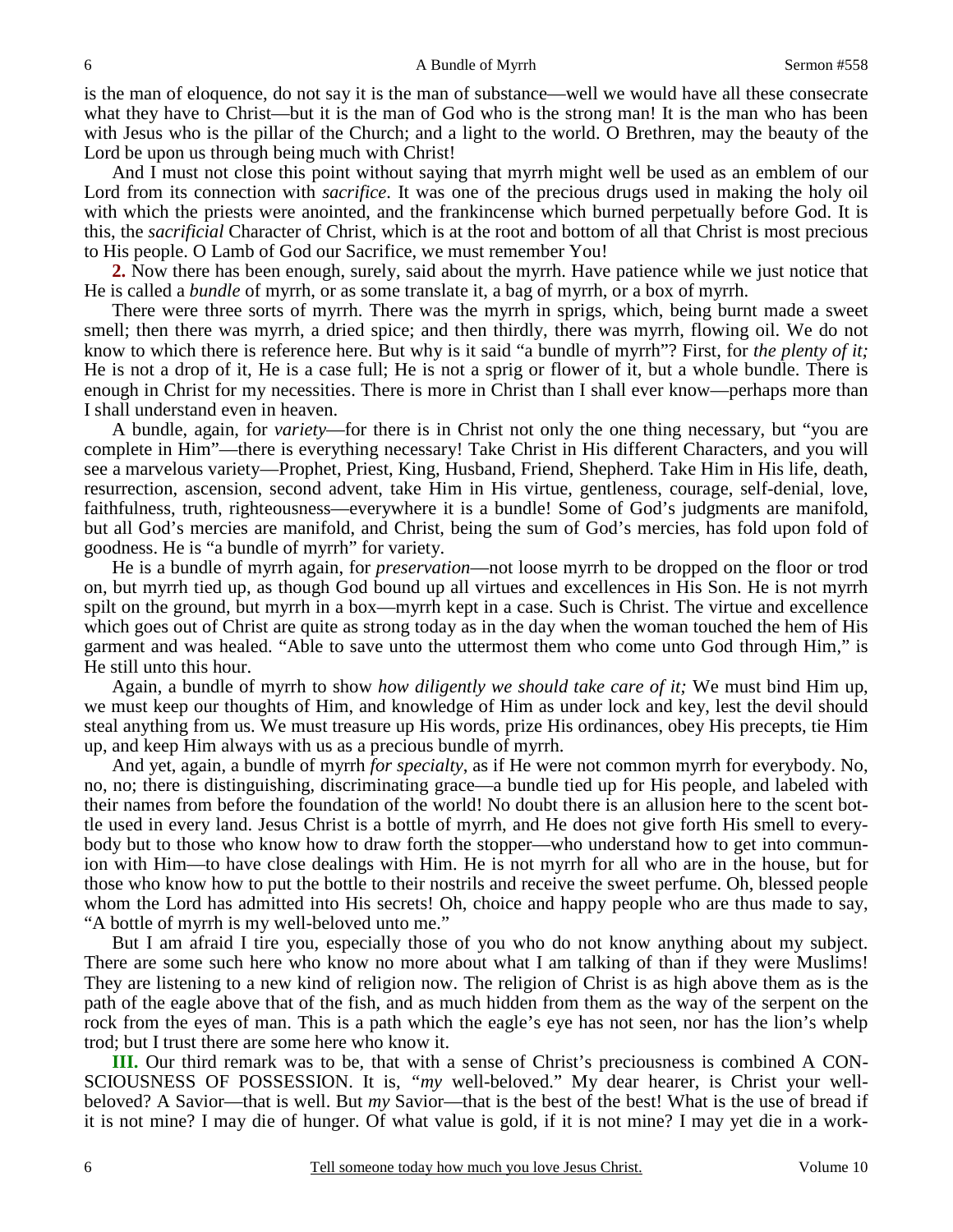is the man of eloquence, do not say it is the man of substance—well we would have all these consecrate what they have to Christ—but it is the man of God who is the strong man! It is the man who has been with Jesus who is the pillar of the Church; and a light to the world. O Brethren, may the beauty of the Lord be upon us through being much with Christ!

And I must not close this point without saying that myrrh might well be used as an emblem of our Lord from its connection with *sacrifice*. It was one of the precious drugs used in making the holy oil with which the priests were anointed, and the frankincense which burned perpetually before God. It is this, the *sacrificial* Character of Christ, which is at the root and bottom of all that Christ is most precious to His people. O Lamb of God our Sacrifice, we must remember You!

**2.** Now there has been enough, surely, said about the myrrh. Have patience while we just notice that He is called a *bundle* of myrrh, or as some translate it, a bag of myrrh, or a box of myrrh.

There were three sorts of myrrh. There was the myrrh in sprigs, which, being burnt made a sweet smell; then there was myrrh, a dried spice; and then thirdly, there was myrrh, flowing oil. We do not know to which there is reference here. But why is it said "a bundle of myrrh"? First, for *the plenty of it;* He is not a drop of it, He is a case full; He is not a sprig or flower of it, but a whole bundle. There is enough in Christ for my necessities. There is more in Christ than I shall ever know—perhaps more than I shall understand even in heaven.

A bundle, again, for *variety*—for there is in Christ not only the one thing necessary, but "you are complete in Him"—there is everything necessary! Take Christ in His different Characters, and you will see a marvelous variety—Prophet, Priest, King, Husband, Friend, Shepherd. Take Him in His life, death, resurrection, ascension, second advent, take Him in His virtue, gentleness, courage, self-denial, love, faithfulness, truth, righteousness—everywhere it is a bundle! Some of God's judgments are manifold, but all God's mercies are manifold, and Christ, being the sum of God's mercies, has fold upon fold of goodness. He is "a bundle of myrrh" for variety.

He is a bundle of myrrh again, for *preservation*—not loose myrrh to be dropped on the floor or trod on, but myrrh tied up, as though God bound up all virtues and excellences in His Son. He is not myrrh spilt on the ground, but myrrh in a box—myrrh kept in a case. Such is Christ. The virtue and excellence which goes out of Christ are quite as strong today as in the day when the woman touched the hem of His garment and was healed. "Able to save unto the uttermost them who come unto God through Him," is He still unto this hour.

Again, a bundle of myrrh to show *how diligently we should take care of it;* We must bind Him up, we must keep our thoughts of Him, and knowledge of Him as under lock and key, lest the devil should steal anything from us. We must treasure up His words, prize His ordinances, obey His precepts, tie Him up, and keep Him always with us as a precious bundle of myrrh.

And yet, again, a bundle of myrrh *for specialty*, as if He were not common myrrh for everybody. No, no, no; there is distinguishing, discriminating grace—a bundle tied up for His people, and labeled with their names from before the foundation of the world! No doubt there is an allusion here to the scent bottle used in every land. Jesus Christ is a bottle of myrrh, and He does not give forth His smell to everybody but to those who know how to draw forth the stopper—who understand how to get into communion with Him—to have close dealings with Him. He is not myrrh for all who are in the house, but for those who know how to put the bottle to their nostrils and receive the sweet perfume. Oh, blessed people whom the Lord has admitted into His secrets! Oh, choice and happy people who are thus made to say, "A bottle of myrrh is my well-beloved unto me."

But I am afraid I tire you, especially those of you who do not know anything about my subject. There are some such here who know no more about what I am talking of than if they were Muslims! They are listening to a new kind of religion now. The religion of Christ is as high above them as is the path of the eagle above that of the fish, and as much hidden from them as the way of the serpent on the rock from the eyes of man. This is a path which the eagle's eye has not seen, nor has the lion's whelp trod; but I trust there are some here who know it.

**III.** Our third remark was to be, that with a sense of Christ's preciousness is combined A CONSCIOUSNESS OF POSSESSION. It is, "*my* well-beloved." My dear hearer, is Christ your well-beloved? A Savior—that is well. But *my* Savior—that is the best of the best! What is the use of bread if it is not mine? I may die of hunger. Of what value is gold, if it is not mine? I may yet die in a work-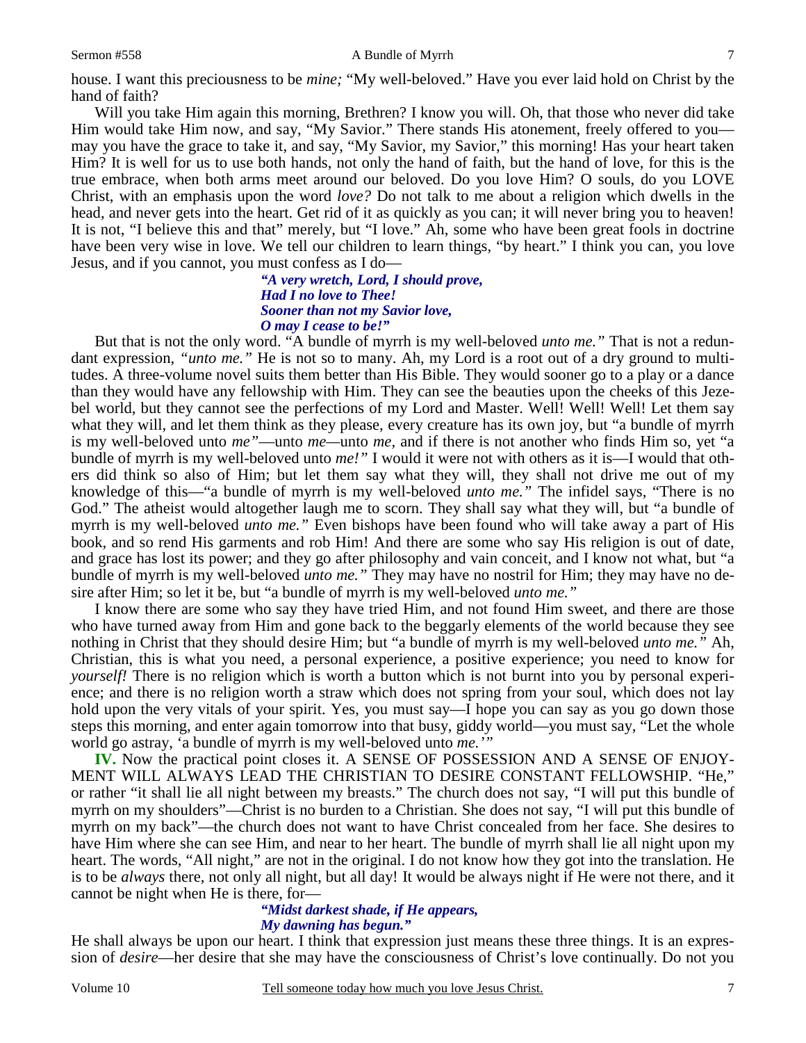house. I want this preciousness to be *mine;* "My well-beloved." Have you ever laid hold on Christ by the hand of faith?

Will you take Him again this morning, Brethren? I know you will. Oh, that those who never did take Him would take Him now, and say, "My Savior." There stands His atonement, freely offered to you—may you have the grace to take it, and say, "My Savior, my Savior," this morning! Has your heart taken Him? It is well for us to use both hands, not only the hand of faith, but the hand of love, for this is the true embrace, when both arms meet around our beloved. Do you love Him? O souls, do you LOVE Christ, with an emphasis upon the word *love?* Do not talk to me about a religion which dwells in the head, and never gets into the heart. Get rid of it as quickly as you can; it will never bring you to heaven! It is not, "I believe this and that" merely, but "I love." Ah, some who have been great fools in doctrine have been very wise in love. We tell our children to learn things, "by heart." I think you can, you love Jesus, and if you cannot, you must confess as I do—

> ***"A very wretch, Lord, I should prove,***
> ***Had I no love to Thee!***
> ***Sooner than not my Savior love,***
> ***O may I cease to be!"***

But that is not the only word. "A bundle of myrrh is my well-beloved *unto me."* That is not a redundant expression, *"unto me."* He is not so to many. Ah, my Lord is a root out of a dry ground to multitudes. A three-volume novel suits them better than His Bible. They would sooner go to a play or a dance than they would have any fellowship with Him. They can see the beauties upon the cheeks of this Jezebel world, but they cannot see the perfections of my Lord and Master. Well! Well! Well! Let them say what they will, and let them think as they please, every creature has its own joy, but "a bundle of myrrh is my well-beloved unto *me"*—unto *me*—unto *me,* and if there is not another who finds Him so, yet "a bundle of myrrh is my well-beloved unto *me!"* I would it were not with others as it is—I would that others did think so also of Him; but let them say what they will, they shall not drive me out of my knowledge of this—"a bundle of myrrh is my well-beloved *unto me."* The infidel says, "There is no God." The atheist would altogether laugh me to scorn. They shall say what they will, but "a bundle of myrrh is my well-beloved *unto me."* Even bishops have been found who will take away a part of His book, and so rend His garments and rob Him! And there are some who say His religion is out of date, and grace has lost its power; and they go after philosophy and vain conceit, and I know not what, but "a bundle of myrrh is my well-beloved *unto me."* They may have no nostril for Him; they may have no desire after Him; so let it be, but "a bundle of myrrh is my well-beloved *unto me."*

I know there are some who say they have tried Him, and not found Him sweet, and there are those who have turned away from Him and gone back to the beggarly elements of the world because they see nothing in Christ that they should desire Him; but "a bundle of myrrh is my well-beloved *unto me."* Ah, Christian, this is what you need, a personal experience, a positive experience; you need to know for *yourself!* There is no religion which is worth a button which is not burnt into you by personal experience; and there is no religion worth a straw which does not spring from your soul, which does not lay hold upon the very vitals of your spirit. Yes, you must say—I hope you can say as you go down those steps this morning, and enter again tomorrow into that busy, giddy world—you must say, "Let the whole world go astray, 'a bundle of myrrh is my well-beloved unto *me.'"*

**IV.** Now the practical point closes it. A SENSE OF POSSESSION AND A SENSE OF ENJOYMENT WILL ALWAYS LEAD THE CHRISTIAN TO DESIRE CONSTANT FELLOWSHIP. "He," or rather "it shall lie all night between my breasts." The church does not say, "I will put this bundle of myrrh on my shoulders"—Christ is no burden to a Christian. She does not say, "I will put this bundle of myrrh on my back"—the church does not want to have Christ concealed from her face. She desires to have Him where she can see Him, and near to her heart. The bundle of myrrh shall lie all night upon my heart. The words, "All night," are not in the original. I do not know how they got into the translation. He is to be *always* there, not only all night, but all day! It would be always night if He were not there, and it cannot be night when He is there, for—

> ***"Midst darkest shade, if He appears,***
> ***My dawning has begun."***

He shall always be upon our heart. I think that expression just means these three things. It is an expression of *desire*—her desire that she may have the consciousness of Christ's love continually. Do not you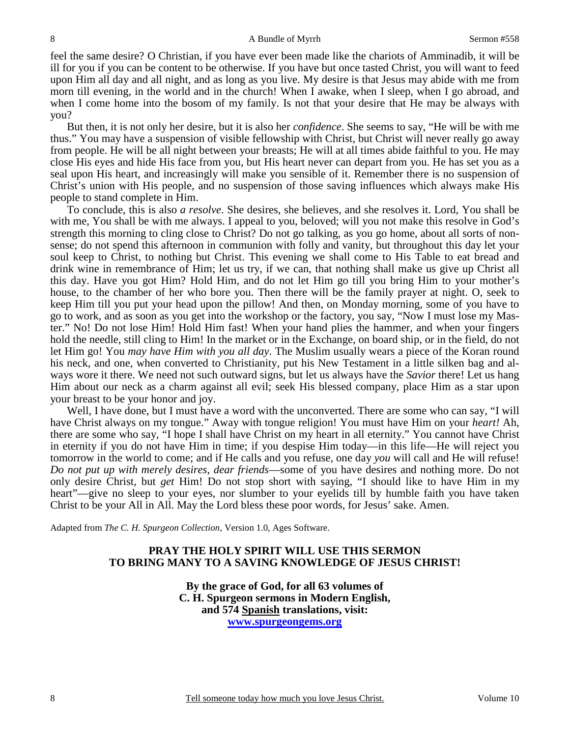feel the same desire? O Christian, if you have ever been made like the chariots of Amminadib, it will be ill for you if you can be content to be otherwise. If you have but once tasted Christ, you will want to feed upon Him all day and all night, and as long as you live. My desire is that Jesus may abide with me from morn till evening, in the world and in the church! When I awake, when I sleep, when I go abroad, and when I come home into the bosom of my family. Is not that your desire that He may be always with you?

But then, it is not only her desire, but it is also her *confidence*. She seems to say, "He will be with me thus." You may have a suspension of visible fellowship with Christ, but Christ will never really go away from people. He will be all night between your breasts; He will at all times abide faithful to you. He may close His eyes and hide His face from you, but His heart never can depart from you. He has set you as a seal upon His heart, and increasingly will make you sensible of it. Remember there is no suspension of Christ's union with His people, and no suspension of those saving influences which always make His people to stand complete in Him.

To conclude, this is also *a resolve*. She desires, she believes, and she resolves it. Lord, You shall be with me, You shall be with me always. I appeal to you, beloved; will you not make this resolve in God's strength this morning to cling close to Christ? Do not go talking, as you go home, about all sorts of nonsense; do not spend this afternoon in communion with folly and vanity, but throughout this day let your soul keep to Christ, to nothing but Christ. This evening we shall come to His Table to eat bread and drink wine in remembrance of Him; let us try, if we can, that nothing shall make us give up Christ all this day. Have you got Him? Hold Him, and do not let Him go till you bring Him to your mother's house, to the chamber of her who bore you. Then there will be the family prayer at night. O, seek to keep Him till you put your head upon the pillow! And then, on Monday morning, some of you have to go to work, and as soon as you get into the workshop or the factory, you say, "Now I must lose my Master." No! Do not lose Him! Hold Him fast! When your hand plies the hammer, and when your fingers hold the needle, still cling to Him! In the market or in the Exchange, on board ship, or in the field, do not let Him go! You *may have Him with you all day*. The Muslim usually wears a piece of the Koran round his neck, and one, when converted to Christianity, put his New Testament in a little silken bag and always wore it there. We need not such outward signs, but let us always have the *Savior* there! Let us hang Him about our neck as a charm against all evil; seek His blessed company, place Him as a star upon your breast to be your honor and joy.

Well, I have done, but I must have a word with the unconverted. There are some who can say, "I will have Christ always on my tongue." Away with tongue religion! You must have Him on your *heart!* Ah, there are some who say, "I hope I shall have Christ on my heart in all eternity." You cannot have Christ in eternity if you do not have Him in time; if you despise Him today—in this life—He will reject you tomorrow in the world to come; and if He calls and you refuse, one day *you* will call and He will refuse! *Do not put up with merely desires, dear friends*—some of you have desires and nothing more. Do not only desire Christ, but *get* Him! Do not stop short with saying, "I should like to have Him in my heart"—give no sleep to your eyes, nor slumber to your eyelids till by humble faith you have taken Christ to be your All in All. May the Lord bless these poor words, for Jesus' sake. Amen.

Adapted from *The C. H. Spurgeon Collection*, Version 1.0, Ages Software.

**PRAY THE HOLY SPIRIT WILL USE THIS SERMON TO BRING MANY TO A SAVING KNOWLEDGE OF JESUS CHRIST!**

**By the grace of God, for all 63 volumes of C. H. Spurgeon sermons in Modern English, and 574 Spanish translations, visit: www.spurgeongems.org**